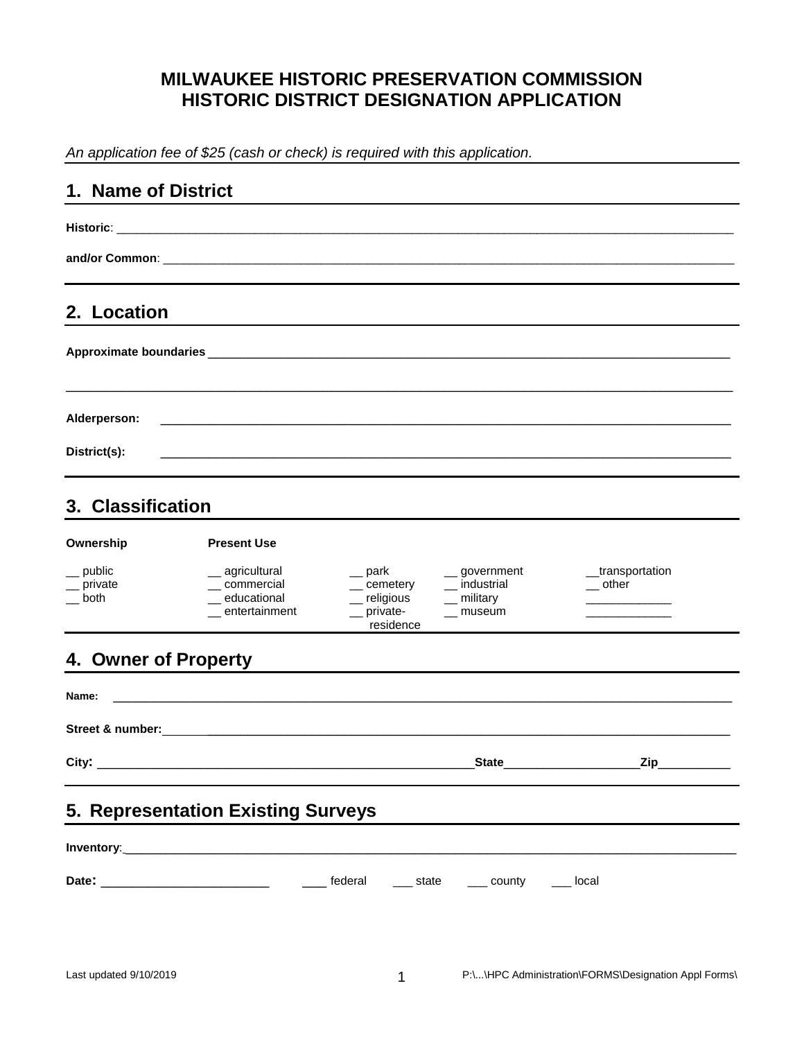# MILWAUKEE HISTORIC PRESERVATION COMMISSION
# HISTORIC DISTRICT DESIGNATION APPLICATION

*An application fee of $25 (cash or check) is required with this application.*

## 1. Name of District

**Historic**: ______________________________________________________________________________

**and/or Common**: ________________________________________________________________________

## 2. Location

**Approximate boundaries** ___________________________________________________________________

______________________________________________________________________________________

**Alderperson:** ___________________________________________________________________________

**District(s):** ___________________________________________________________________________

## 3. Classification

| Ownership | Present Use | | | |
|---|---|---|---|---|
| __ public | __ agricultural | __ park | __ government | __transportation |
| __ private | __ commercial | __ cemetery | __ industrial | __ other |
| __ both | __ educational | __ religious | __ military | ____________ |
| | __ entertainment | __ private-residence | __ museum | ____________ |

## 4. Owner of Property

**Name:** ______________________________________________________________________________

**Street & number:**_____________________________________________________________________

**City:** ______________________________________________**State**________________**Zip**__________

## 5. Representation Existing Surveys

**Inventory**:____________________________________________________________________________

**Date:** ______________________ ____ federal ___ state ___ county ___ local

Last updated 9/10/2019 P:\...\HPC Administration\FORMS\Designation Appl Forms\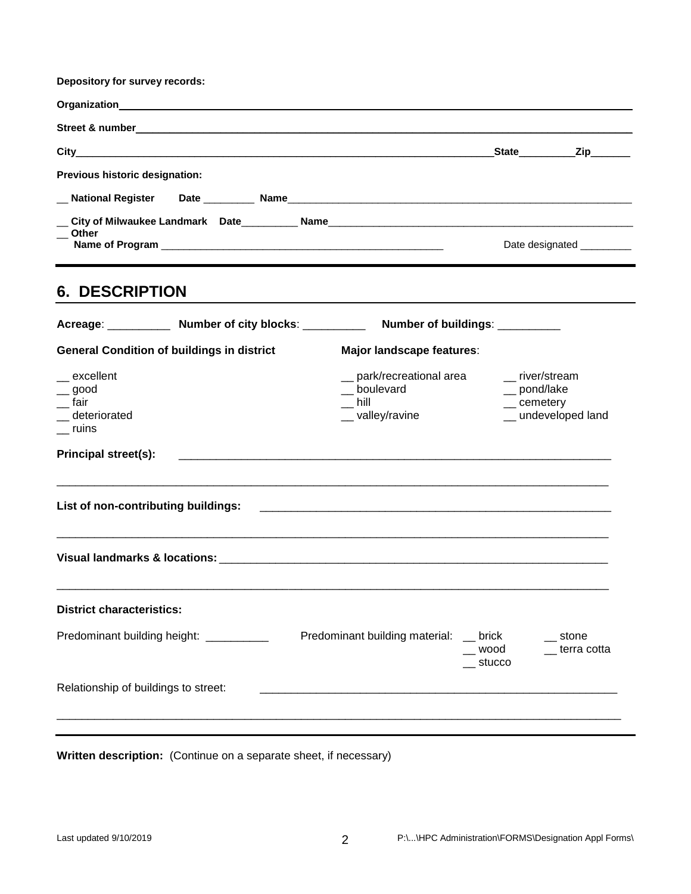**Depository for survey records:**

**Organization**\_\_\_\_\_\_\_\_\_\_\_\_\_\_\_\_\_\_\_\_\_\_\_\_\_\_\_\_\_\_\_\_\_\_\_\_\_\_\_\_\_\_\_\_\_\_\_\_\_\_\_\_\_\_\_\_\_\_\_\_\_\_\_\_\_\_\_\_\_\_\_\_\_\_\_\_

**Street & number**\_\_\_\_\_\_\_\_\_\_\_\_\_\_\_\_\_\_\_\_\_\_\_\_\_\_\_\_\_\_\_\_\_\_\_\_\_\_\_\_\_\_\_\_\_\_\_\_\_\_\_\_\_\_\_\_\_\_\_\_\_\_\_\_\_\_\_\_\_\_\_\_

**City**\_\_\_\_\_\_\_\_\_\_\_\_\_\_\_\_\_\_\_\_\_\_\_\_\_\_\_\_\_\_\_\_\_\_\_\_\_\_\_\_\_\_\_\_\_\_\_\_\_\_\_\_\_\_\_\_\_\_\_\_\_\_\_\_\_\_\_\_**State**\_\_\_\_\_\_\_\_\_\_**Zip**\_\_\_\_\_\_\_

**Previous historic designation:**

**\_\_ National Register Date** \_\_\_\_\_\_\_\_\_ **Name**\_\_\_\_\_\_\_\_\_\_\_\_\_\_\_\_\_\_\_\_\_\_\_\_\_\_\_\_\_\_\_\_\_\_\_\_\_\_\_\_\_\_\_\_\_\_\_\_\_\_\_\_\_\_\_\_\_\_\_\_\_\_

**\_\_ City of Milwaukee Landmark Date**\_\_\_\_\_\_\_\_\_\_ **Name**\_\_\_\_\_\_\_\_\_\_\_\_\_\_\_\_\_\_\_\_\_\_\_\_\_\_\_\_\_\_\_\_\_\_\_\_\_\_\_\_\_\_\_\_\_\_\_\_\_\_\_\_\_\_

**\_\_ Other**
**Name of Program** \_\_\_\_\_\_\_\_\_\_\_\_\_\_\_\_\_\_\_\_\_\_\_\_\_\_\_\_\_\_\_\_\_\_\_\_\_\_\_\_\_\_\_\_\_\_\_\_\_\_ Date designated \_\_\_\_\_\_\_\_\_

## 6. DESCRIPTION

**Acreage**: \_\_\_\_\_\_\_\_\_\_ **Number of city blocks**: \_\_\_\_\_\_\_\_\_\_ **Number of buildings**: \_\_\_\_\_\_\_\_\_\_

**General Condition of buildings in district**

\_\_ excellent
\_\_ good
\_\_ fair
\_\_ deteriorated
\_\_ ruins

**Major landscape features**:

\_\_ park/recreational area
\_\_ boulevard
\_\_ hill
\_\_ valley/ravine
\_\_ river/stream
\_\_ pond/lake
\_\_ cemetery
\_\_ undeveloped land

**Principal street(s):** \_\_\_\_\_\_\_\_\_\_\_\_\_\_\_\_\_\_\_\_\_\_\_\_\_\_\_\_\_\_\_\_\_\_\_\_\_\_\_\_\_\_\_\_\_\_\_\_\_\_\_\_\_\_\_\_\_\_\_\_\_\_\_\_\_\_\_\_

\_\_\_\_\_\_\_\_\_\_\_\_\_\_\_\_\_\_\_\_\_\_\_\_\_\_\_\_\_\_\_\_\_\_\_\_\_\_\_\_\_\_\_\_\_\_\_\_\_\_\_\_\_\_\_\_\_\_\_\_\_\_\_\_\_\_\_\_\_\_\_\_\_\_\_\_\_\_\_\_\_\_\_\_\_\_\_\_\_\_

**List of non-contributing buildings:** \_\_\_\_\_\_\_\_\_\_\_\_\_\_\_\_\_\_\_\_\_\_\_\_\_\_\_\_\_\_\_\_\_\_\_\_\_\_\_\_\_\_\_\_\_\_\_\_\_\_\_\_\_\_\_\_\_\_

\_\_\_\_\_\_\_\_\_\_\_\_\_\_\_\_\_\_\_\_\_\_\_\_\_\_\_\_\_\_\_\_\_\_\_\_\_\_\_\_\_\_\_\_\_\_\_\_\_\_\_\_\_\_\_\_\_\_\_\_\_\_\_\_\_\_\_\_\_\_\_\_\_\_\_\_\_\_\_\_\_\_\_\_\_\_\_\_\_\_

**Visual landmarks & locations:** \_\_\_\_\_\_\_\_\_\_\_\_\_\_\_\_\_\_\_\_\_\_\_\_\_\_\_\_\_\_\_\_\_\_\_\_\_\_\_\_\_\_\_\_\_\_\_\_\_\_\_\_\_\_\_\_\_\_\_\_\_\_\_

\_\_\_\_\_\_\_\_\_\_\_\_\_\_\_\_\_\_\_\_\_\_\_\_\_\_\_\_\_\_\_\_\_\_\_\_\_\_\_\_\_\_\_\_\_\_\_\_\_\_\_\_\_\_\_\_\_\_\_\_\_\_\_\_\_\_\_\_\_\_\_\_\_\_\_\_\_\_\_\_\_\_\_\_\_\_\_\_\_\_

**District characteristics:**

Predominant building height: \_\_\_\_\_\_\_\_\_\_

Predominant building material:
\_\_ brick
\_\_ wood
\_\_ stucco
\_\_ stone
\_\_ terra cotta

Relationship of buildings to street: \_\_\_\_\_\_\_\_\_\_\_\_\_\_\_\_\_\_\_\_\_\_\_\_\_\_\_\_\_\_\_\_\_\_\_\_\_\_\_\_\_\_\_\_\_\_\_\_\_\_\_\_\_\_\_\_\_\_\_

\_\_\_\_\_\_\_\_\_\_\_\_\_\_\_\_\_\_\_\_\_\_\_\_\_\_\_\_\_\_\_\_\_\_\_\_\_\_\_\_\_\_\_\_\_\_\_\_\_\_\_\_\_\_\_\_\_\_\_\_\_\_\_\_\_\_\_\_\_\_\_\_\_\_\_\_\_\_\_\_\_\_\_\_\_\_\_\_\_\_

**Written description:** (Continue on a separate sheet, if necessary)

Last updated 9/10/2019 P:\...\HPC Administration\FORMS\Designation Appl Forms\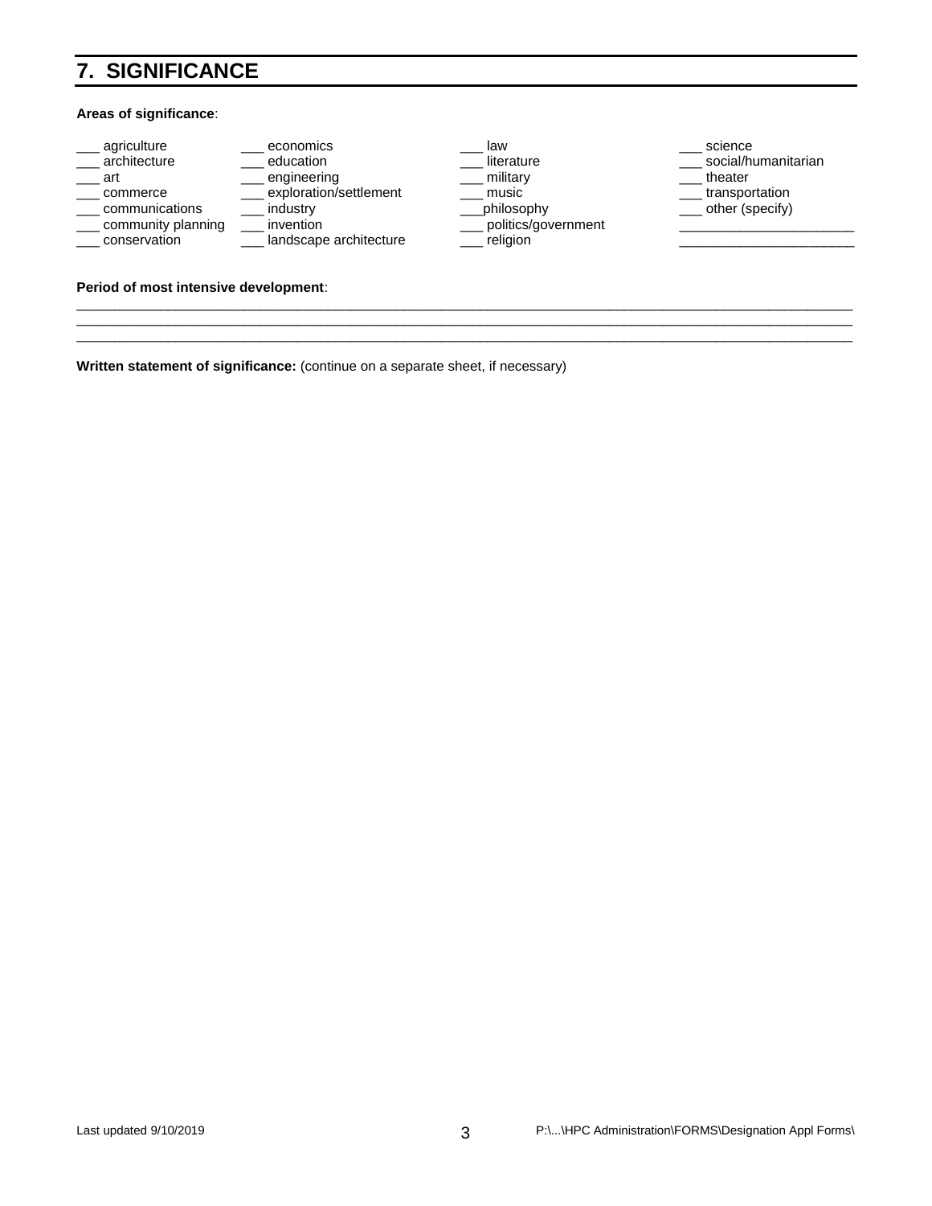## 7. SIGNIFICANCE

**Areas of significance**:

| | | | |
|---|---|---|---|
| ___ agriculture | ___ economics | ___ law | ___ science |
| ___ architecture | ___ education | ___ literature | ___ social/humanitarian |
| ___ art | ___ engineering | ___ military | ___ theater |
| ___ commerce | ___ exploration/settlement | ___ music | ___ transportation |
| ___ communications | ___ industry | ___philosophy | ___ other (specify) |
| ___ community planning | ___ invention | ___ politics/government | ______________________ |
| ___ conservation | ___ landscape architecture | ___ religion | ______________________ |

**Period of most intensive development**:

_____________________________________________________________________________________________
_____________________________________________________________________________________________
_____________________________________________________________________________________________

**Written statement of significance:** (continue on a separate sheet, if necessary)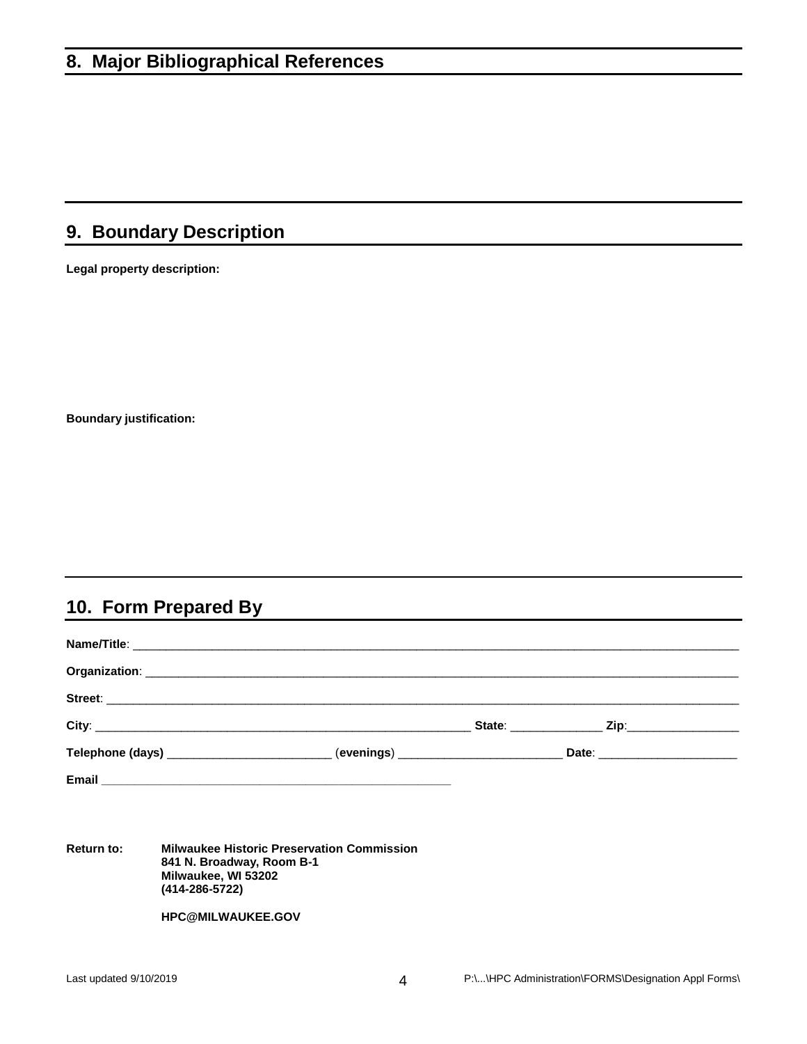## 8. Major Bibliographical References

## 9. Boundary Description

**Legal property description:**

**Boundary justification:**

## 10. Form Prepared By

**Name/Title**: ______________________________________________________________________________

**Organization**: ____________________________________________________________________________

**Street**: __________________________________________________________________________________

**City**: _____________________________________________ **State**: ____________ **Zip**:_______________

**Telephone (days)** _____________________ (**evenings**) _____________________ **Date**: __________________

**Email** ___________________________________________

**Return to:** **Milwaukee Historic Preservation Commission**
**841 N. Broadway, Room B-1**
**Milwaukee, WI 53202**
**(414-286-5722)**

**HPC@MILWAUKEE.GOV**

Last updated 9/10/2019 P:\...\HPC Administration\FORMS\Designation Appl Forms\